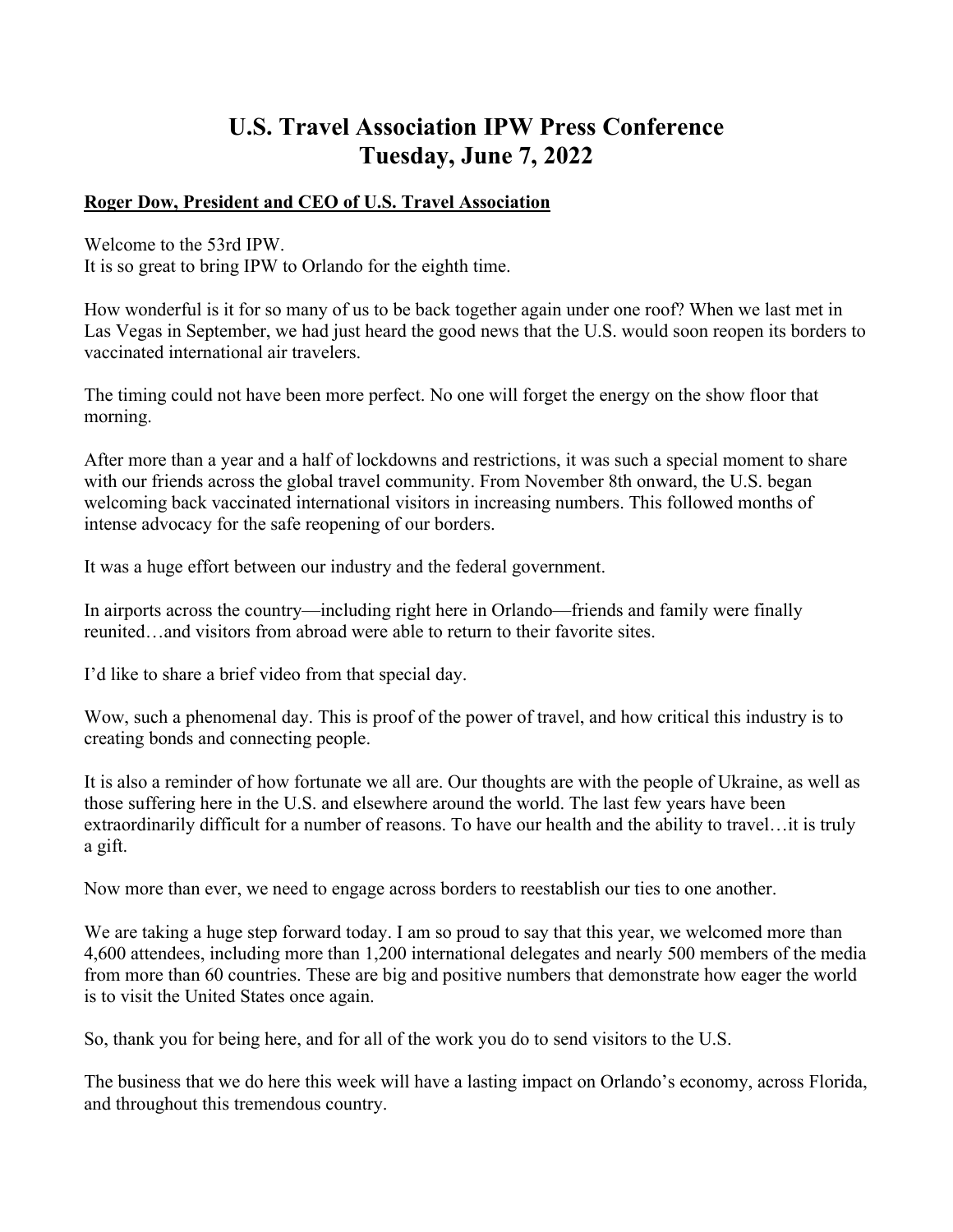# U.S. Travel Association IPW Press Conference
# Tuesday, June 7, 2022

**Roger Dow, President and CEO of U.S. Travel Association**

Welcome to the 53rd IPW.
It is so great to bring IPW to Orlando for the eighth time.

How wonderful is it for so many of us to be back together again under one roof? When we last met in Las Vegas in September, we had just heard the good news that the U.S. would soon reopen its borders to vaccinated international air travelers.

The timing could not have been more perfect. No one will forget the energy on the show floor that morning.

After more than a year and a half of lockdowns and restrictions, it was such a special moment to share with our friends across the global travel community. From November 8th onward, the U.S. began welcoming back vaccinated international visitors in increasing numbers. This followed months of intense advocacy for the safe reopening of our borders.

It was a huge effort between our industry and the federal government.

In airports across the country—including right here in Orlando—friends and family were finally reunited…and visitors from abroad were able to return to their favorite sites.

I'd like to share a brief video from that special day.

Wow, such a phenomenal day. This is proof of the power of travel, and how critical this industry is to creating bonds and connecting people.

It is also a reminder of how fortunate we all are. Our thoughts are with the people of Ukraine, as well as those suffering here in the U.S. and elsewhere around the world. The last few years have been extraordinarily difficult for a number of reasons. To have our health and the ability to travel…it is truly a gift.

Now more than ever, we need to engage across borders to reestablish our ties to one another.

We are taking a huge step forward today. I am so proud to say that this year, we welcomed more than 4,600 attendees, including more than 1,200 international delegates and nearly 500 members of the media from more than 60 countries. These are big and positive numbers that demonstrate how eager the world is to visit the United States once again.

So, thank you for being here, and for all of the work you do to send visitors to the U.S.

The business that we do here this week will have a lasting impact on Orlando's economy, across Florida, and throughout this tremendous country.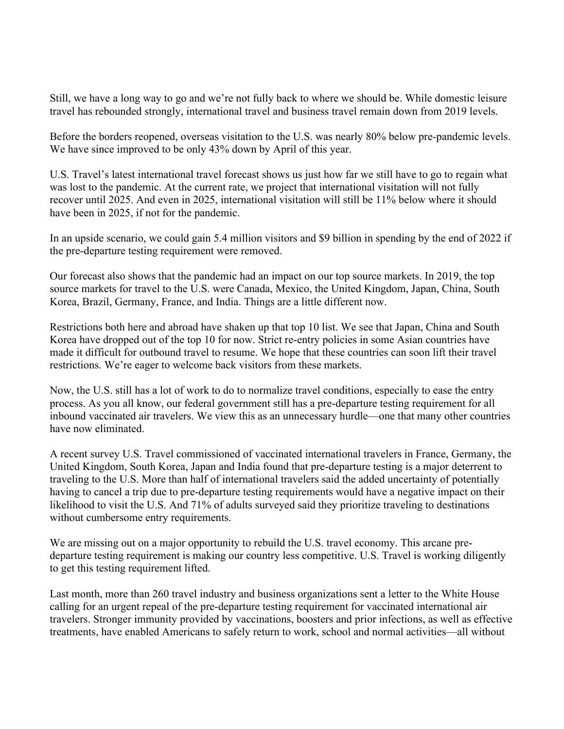Still, we have a long way to go and we're not fully back to where we should be. While domestic leisure travel has rebounded strongly, international travel and business travel remain down from 2019 levels.

Before the borders reopened, overseas visitation to the U.S. was nearly 80% below pre-pandemic levels. We have since improved to be only 43% down by April of this year.

U.S. Travel's latest international travel forecast shows us just how far we still have to go to regain what was lost to the pandemic. At the current rate, we project that international visitation will not fully recover until 2025. And even in 2025, international visitation will still be 11% below where it should have been in 2025, if not for the pandemic.

In an upside scenario, we could gain 5.4 million visitors and $9 billion in spending by the end of 2022 if the pre-departure testing requirement were removed.

Our forecast also shows that the pandemic had an impact on our top source markets. In 2019, the top source markets for travel to the U.S. were Canada, Mexico, the United Kingdom, Japan, China, South Korea, Brazil, Germany, France, and India. Things are a little different now.

Restrictions both here and abroad have shaken up that top 10 list. We see that Japan, China and South Korea have dropped out of the top 10 for now. Strict re-entry policies in some Asian countries have made it difficult for outbound travel to resume. We hope that these countries can soon lift their travel restrictions. We're eager to welcome back visitors from these markets.

Now, the U.S. still has a lot of work to do to normalize travel conditions, especially to ease the entry process. As you all know, our federal government still has a pre-departure testing requirement for all inbound vaccinated air travelers. We view this as an unnecessary hurdle—one that many other countries have now eliminated.

A recent survey U.S. Travel commissioned of vaccinated international travelers in France, Germany, the United Kingdom, South Korea, Japan and India found that pre-departure testing is a major deterrent to traveling to the U.S. More than half of international travelers said the added uncertainty of potentially having to cancel a trip due to pre-departure testing requirements would have a negative impact on their likelihood to visit the U.S. And 71% of adults surveyed said they prioritize traveling to destinations without cumbersome entry requirements.

We are missing out on a major opportunity to rebuild the U.S. travel economy. This arcane pre-departure testing requirement is making our country less competitive. U.S. Travel is working diligently to get this testing requirement lifted.

Last month, more than 260 travel industry and business organizations sent a letter to the White House calling for an urgent repeal of the pre-departure testing requirement for vaccinated international air travelers. Stronger immunity provided by vaccinations, boosters and prior infections, as well as effective treatments, have enabled Americans to safely return to work, school and normal activities—all without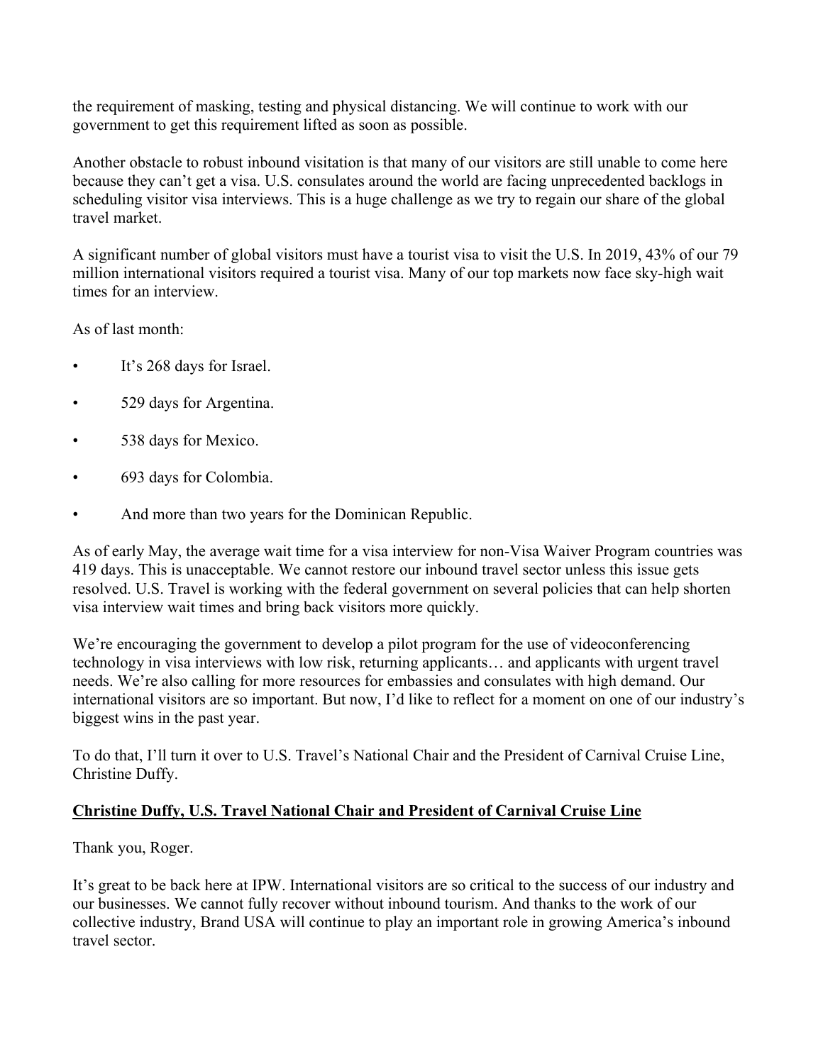the requirement of masking, testing and physical distancing. We will continue to work with our government to get this requirement lifted as soon as possible.

Another obstacle to robust inbound visitation is that many of our visitors are still unable to come here because they can't get a visa. U.S. consulates around the world are facing unprecedented backlogs in scheduling visitor visa interviews. This is a huge challenge as we try to regain our share of the global travel market.

A significant number of global visitors must have a tourist visa to visit the U.S. In 2019, 43% of our 79 million international visitors required a tourist visa. Many of our top markets now face sky-high wait times for an interview.

As of last month:

- It's 268 days for Israel.
- 529 days for Argentina.
- 538 days for Mexico.
- 693 days for Colombia.
- And more than two years for the Dominican Republic.

As of early May, the average wait time for a visa interview for non-Visa Waiver Program countries was 419 days. This is unacceptable. We cannot restore our inbound travel sector unless this issue gets resolved. U.S. Travel is working with the federal government on several policies that can help shorten visa interview wait times and bring back visitors more quickly.

We're encouraging the government to develop a pilot program for the use of videoconferencing technology in visa interviews with low risk, returning applicants… and applicants with urgent travel needs. We're also calling for more resources for embassies and consulates with high demand. Our international visitors are so important. But now, I'd like to reflect for a moment on one of our industry's biggest wins in the past year.

To do that, I'll turn it over to U.S. Travel's National Chair and the President of Carnival Cruise Line, Christine Duffy.

**Christine Duffy, U.S. Travel National Chair and President of Carnival Cruise Line**

Thank you, Roger.

It's great to be back here at IPW. International visitors are so critical to the success of our industry and our businesses. We cannot fully recover without inbound tourism. And thanks to the work of our collective industry, Brand USA will continue to play an important role in growing America's inbound travel sector.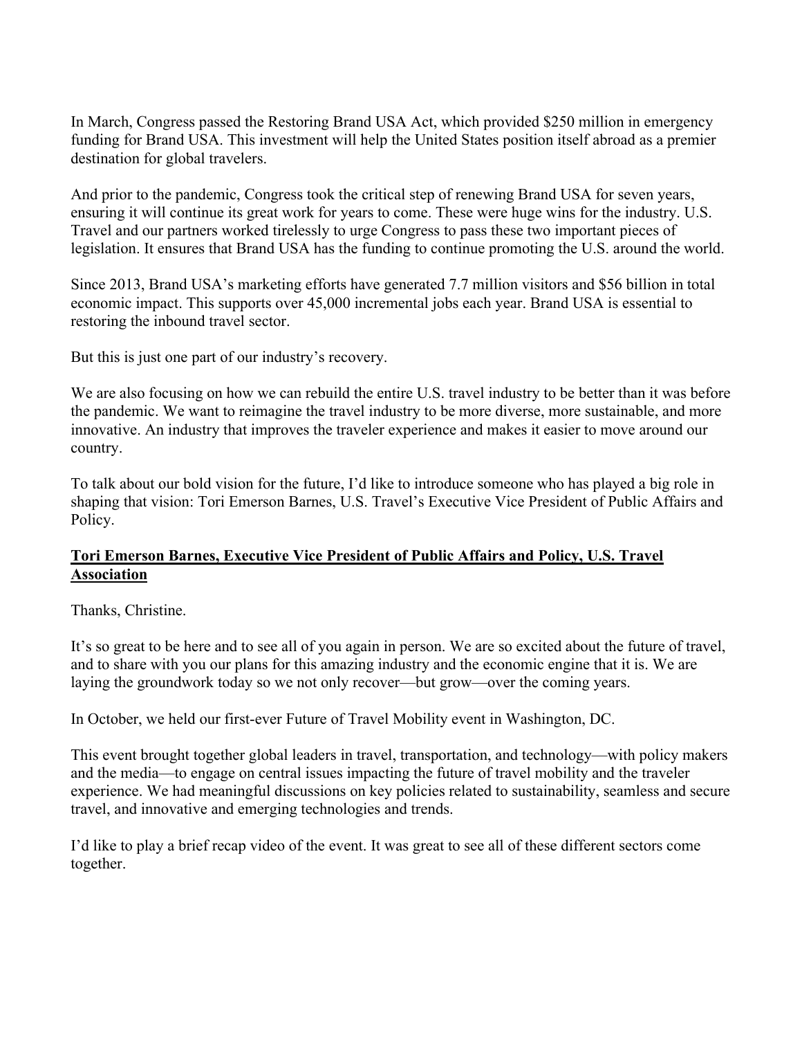In March, Congress passed the Restoring Brand USA Act, which provided $250 million in emergency funding for Brand USA. This investment will help the United States position itself abroad as a premier destination for global travelers.

And prior to the pandemic, Congress took the critical step of renewing Brand USA for seven years, ensuring it will continue its great work for years to come. These were huge wins for the industry. U.S. Travel and our partners worked tirelessly to urge Congress to pass these two important pieces of legislation. It ensures that Brand USA has the funding to continue promoting the U.S. around the world.

Since 2013, Brand USA's marketing efforts have generated 7.7 million visitors and $56 billion in total economic impact. This supports over 45,000 incremental jobs each year. Brand USA is essential to restoring the inbound travel sector.

But this is just one part of our industry's recovery.

We are also focusing on how we can rebuild the entire U.S. travel industry to be better than it was before the pandemic. We want to reimagine the travel industry to be more diverse, more sustainable, and more innovative. An industry that improves the traveler experience and makes it easier to move around our country.

To talk about our bold vision for the future, I'd like to introduce someone who has played a big role in shaping that vision: Tori Emerson Barnes, U.S. Travel's Executive Vice President of Public Affairs and Policy.

**Tori Emerson Barnes, Executive Vice President of Public Affairs and Policy, U.S. Travel Association**

Thanks, Christine.

It's so great to be here and to see all of you again in person. We are so excited about the future of travel, and to share with you our plans for this amazing industry and the economic engine that it is. We are laying the groundwork today so we not only recover—but grow—over the coming years.

In October, we held our first-ever Future of Travel Mobility event in Washington, DC.

This event brought together global leaders in travel, transportation, and technology—with policy makers and the media—to engage on central issues impacting the future of travel mobility and the traveler experience. We had meaningful discussions on key policies related to sustainability, seamless and secure travel, and innovative and emerging technologies and trends.

I'd like to play a brief recap video of the event. It was great to see all of these different sectors come together.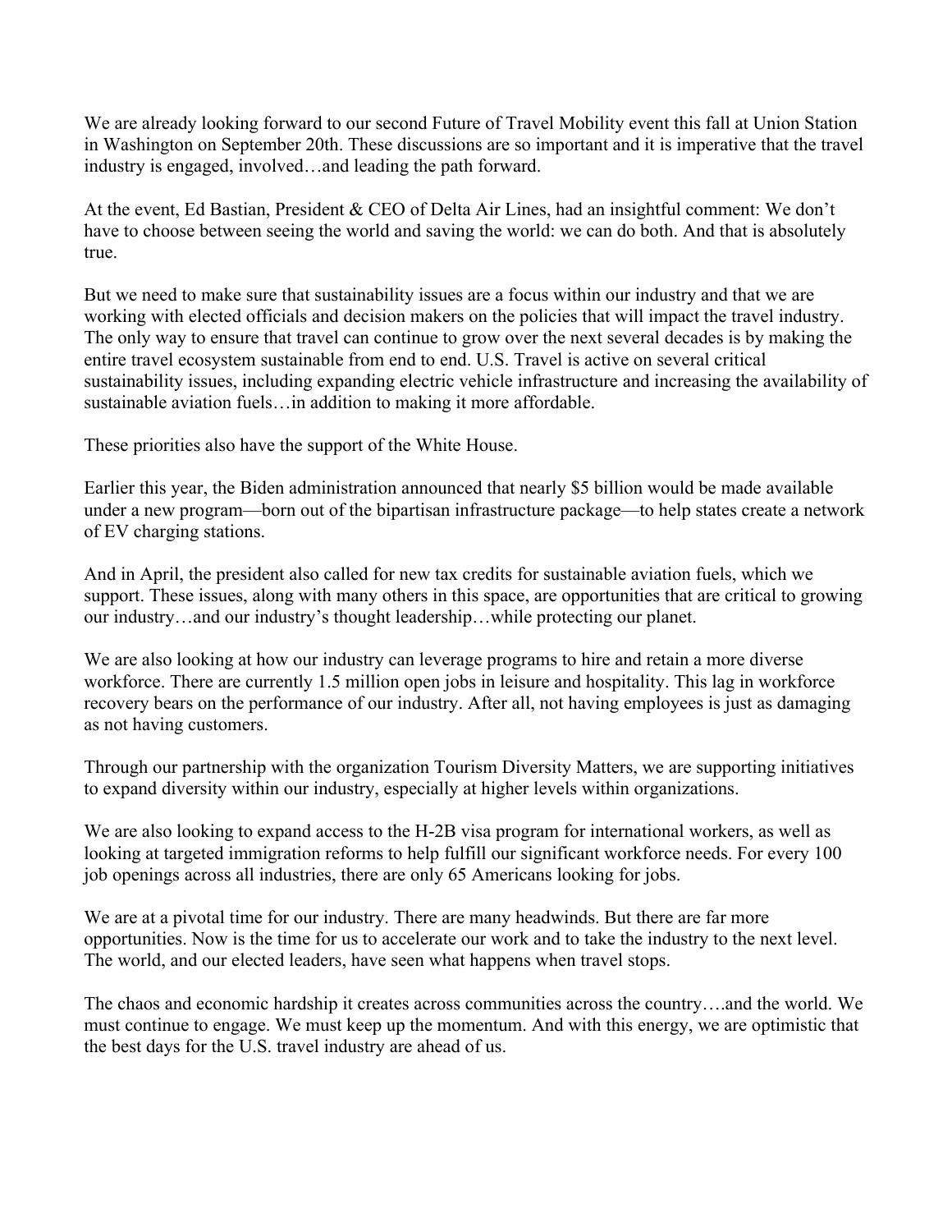We are already looking forward to our second Future of Travel Mobility event this fall at Union Station in Washington on September 20th. These discussions are so important and it is imperative that the travel industry is engaged, involved…and leading the path forward.

At the event, Ed Bastian, President & CEO of Delta Air Lines, had an insightful comment: We don't have to choose between seeing the world and saving the world: we can do both. And that is absolutely true.

But we need to make sure that sustainability issues are a focus within our industry and that we are working with elected officials and decision makers on the policies that will impact the travel industry. The only way to ensure that travel can continue to grow over the next several decades is by making the entire travel ecosystem sustainable from end to end. U.S. Travel is active on several critical sustainability issues, including expanding electric vehicle infrastructure and increasing the availability of sustainable aviation fuels…in addition to making it more affordable.

These priorities also have the support of the White House.

Earlier this year, the Biden administration announced that nearly $5 billion would be made available under a new program—born out of the bipartisan infrastructure package—to help states create a network of EV charging stations.

And in April, the president also called for new tax credits for sustainable aviation fuels, which we support. These issues, along with many others in this space, are opportunities that are critical to growing our industry…and our industry's thought leadership…while protecting our planet.

We are also looking at how our industry can leverage programs to hire and retain a more diverse workforce. There are currently 1.5 million open jobs in leisure and hospitality. This lag in workforce recovery bears on the performance of our industry. After all, not having employees is just as damaging as not having customers.

Through our partnership with the organization Tourism Diversity Matters, we are supporting initiatives to expand diversity within our industry, especially at higher levels within organizations.

We are also looking to expand access to the H-2B visa program for international workers, as well as looking at targeted immigration reforms to help fulfill our significant workforce needs. For every 100 job openings across all industries, there are only 65 Americans looking for jobs.

We are at a pivotal time for our industry. There are many headwinds. But there are far more opportunities. Now is the time for us to accelerate our work and to take the industry to the next level. The world, and our elected leaders, have seen what happens when travel stops.

The chaos and economic hardship it creates across communities across the country….and the world. We must continue to engage. We must keep up the momentum. And with this energy, we are optimistic that the best days for the U.S. travel industry are ahead of us.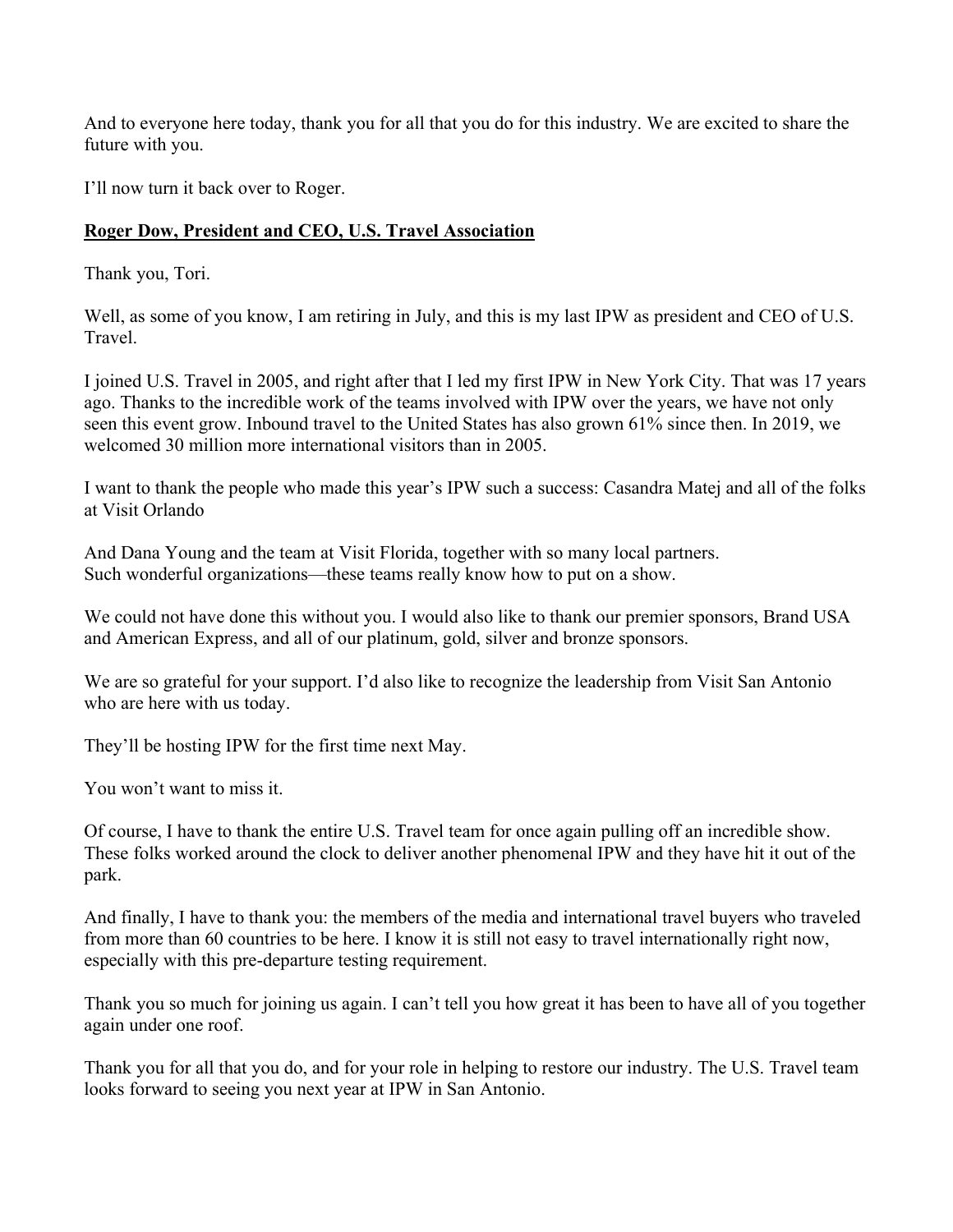And to everyone here today, thank you for all that you do for this industry. We are excited to share the future with you.

I'll now turn it back over to Roger.

**Roger Dow, President and CEO, U.S. Travel Association**

Thank you, Tori.

Well, as some of you know, I am retiring in July, and this is my last IPW as president and CEO of U.S. Travel.

I joined U.S. Travel in 2005, and right after that I led my first IPW in New York City. That was 17 years ago. Thanks to the incredible work of the teams involved with IPW over the years, we have not only seen this event grow. Inbound travel to the United States has also grown 61% since then. In 2019, we welcomed 30 million more international visitors than in 2005.

I want to thank the people who made this year's IPW such a success: Casandra Matej and all of the folks at Visit Orlando

And Dana Young and the team at Visit Florida, together with so many local partners.
Such wonderful organizations—these teams really know how to put on a show.

We could not have done this without you. I would also like to thank our premier sponsors, Brand USA and American Express, and all of our platinum, gold, silver and bronze sponsors.

We are so grateful for your support. I'd also like to recognize the leadership from Visit San Antonio who are here with us today.

They'll be hosting IPW for the first time next May.

You won't want to miss it.

Of course, I have to thank the entire U.S. Travel team for once again pulling off an incredible show. These folks worked around the clock to deliver another phenomenal IPW and they have hit it out of the park.

And finally, I have to thank you: the members of the media and international travel buyers who traveled from more than 60 countries to be here. I know it is still not easy to travel internationally right now, especially with this pre-departure testing requirement.

Thank you so much for joining us again. I can't tell you how great it has been to have all of you together again under one roof.

Thank you for all that you do, and for your role in helping to restore our industry. The U.S. Travel team looks forward to seeing you next year at IPW in San Antonio.